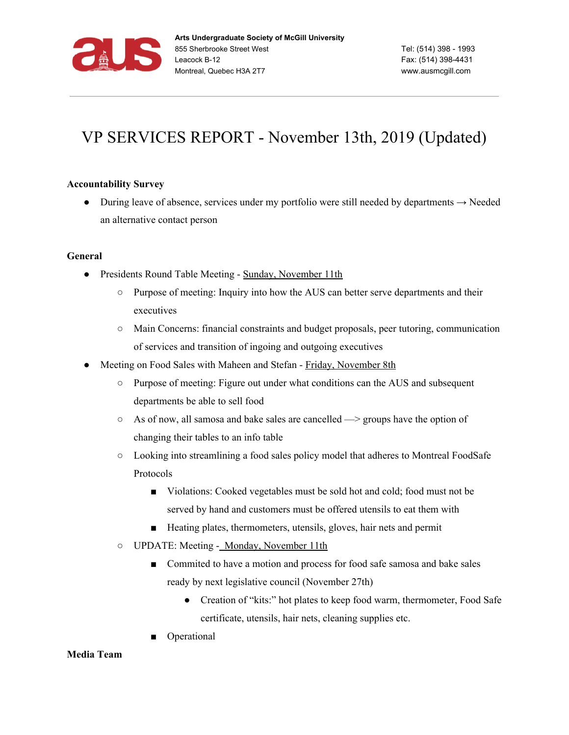Arts Undergraduate Society of McGill University
855 Sherbrooke Street West
Leacock B-12
Montreal, Quebec H3A 2T7

Tel: (514) 398 - 1993
Fax: (514) 398-4431
www.ausmcgill.com

# VP SERVICES REPORT - November 13th, 2019 (Updated)

**Accountability Survey**

- During leave of absence, services under my portfolio were still needed by departments → Needed an alternative contact person

**General**

- Presidents Round Table Meeting - Sunday, November 11th
  - Purpose of meeting: Inquiry into how the AUS can better serve departments and their executives
  - Main Concerns: financial constraints and budget proposals, peer tutoring, communication of services and transition of ingoing and outgoing executives
- Meeting on Food Sales with Maheen and Stefan - Friday, November 8th
  - Purpose of meeting: Figure out under what conditions can the AUS and subsequent departments be able to sell food
  - As of now, all samosa and bake sales are cancelled —> groups have the option of changing their tables to an info table
  - Looking into streamlining a food sales policy model that adheres to Montreal FoodSafe Protocols
    - Violations: Cooked vegetables must be sold hot and cold; food must not be served by hand and customers must be offered utensils to eat them with
    - Heating plates, thermometers, utensils, gloves, hair nets and permit
  - UPDATE: Meeting - Monday, November 11th
    - Commited to have a motion and process for food safe samosa and bake sales ready by next legislative council (November 27th)
      - Creation of "kits:" hot plates to keep food warm, thermometer, Food Safe certificate, utensils, hair nets, cleaning supplies etc.
    - Operational

**Media Team**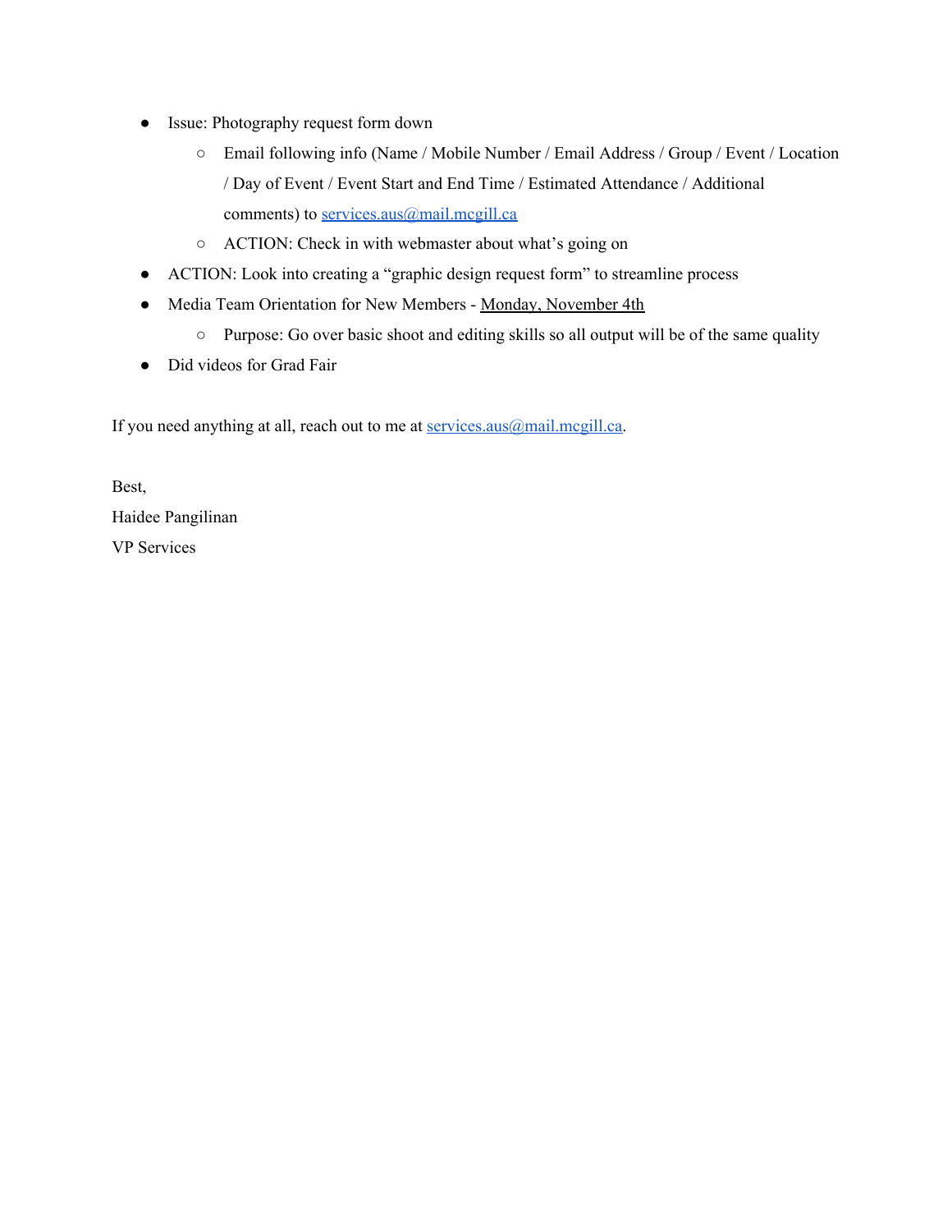- Issue: Photography request form down
  - Email following info (Name / Mobile Number / Email Address / Group / Event / Location / Day of Event / Event Start and End Time / Estimated Attendance / Additional comments) to services.aus@mail.mcgill.ca
  - ACTION: Check in with webmaster about what's going on
- ACTION: Look into creating a "graphic design request form" to streamline process
- Media Team Orientation for New Members - Monday, November 4th
  - Purpose: Go over basic shoot and editing skills so all output will be of the same quality
- Did videos for Grad Fair

If you need anything at all, reach out to me at services.aus@mail.mcgill.ca.

Best,  
Haidee Pangilinan  
VP Services